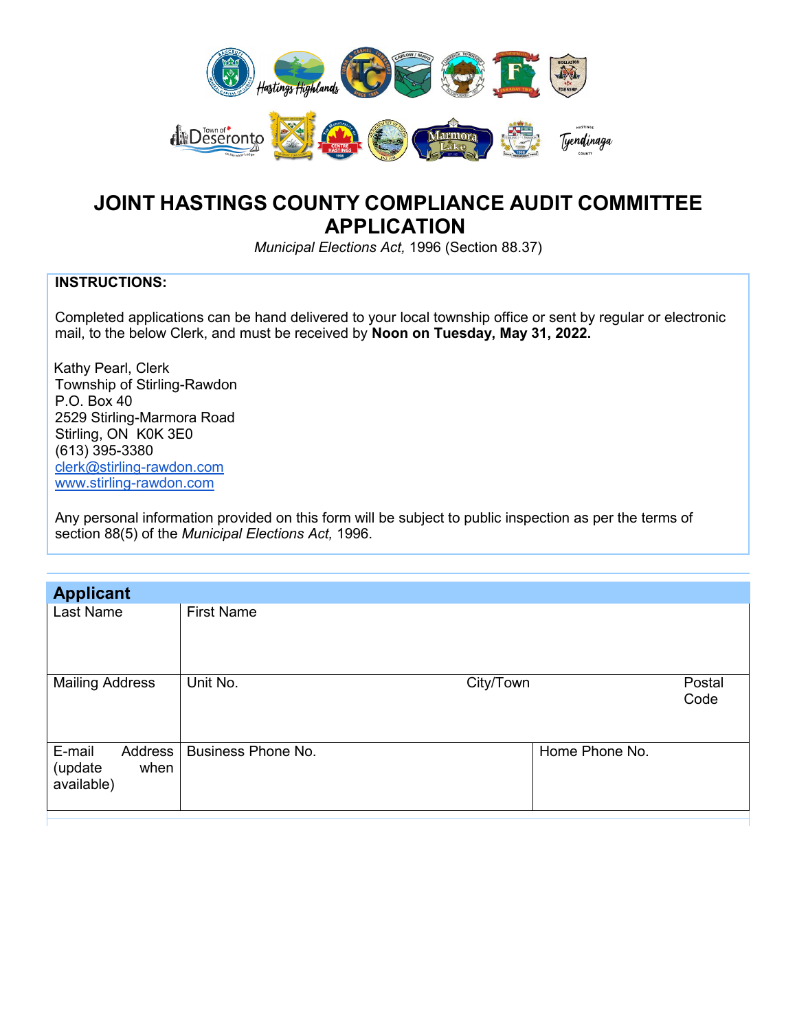# JOINT HASTINGS COUNTY COMPLIANCE AUDIT COMMITTEE APPLICATION

*Municipal Elections Act,* 1996 (Section 88.37)

**INSTRUCTIONS:**

Completed applications can be hand delivered to your local township office or sent by regular or electronic mail, to the below Clerk, and must be received by **Noon on Tuesday, May 31, 2022.**

Kathy Pearl, Clerk
Township of Stirling-Rawdon
P.O. Box 40
2529 Stirling-Marmora Road
Stirling, ON K0K 3E0
(613) 395-3380
clerk@stirling-rawdon.com
www.stirling-rawdon.com

Any personal information provided on this form will be subject to public inspection as per the terms of section 88(5) of the *Municipal Elections Act,* 1996.

## Applicant

| Last Name | First Name | | |
|---|---|---|---|
| Mailing Address | Unit No. | City/Town | Postal Code |
| E-mail Address (update when available) | Business Phone No. | Home Phone No. | |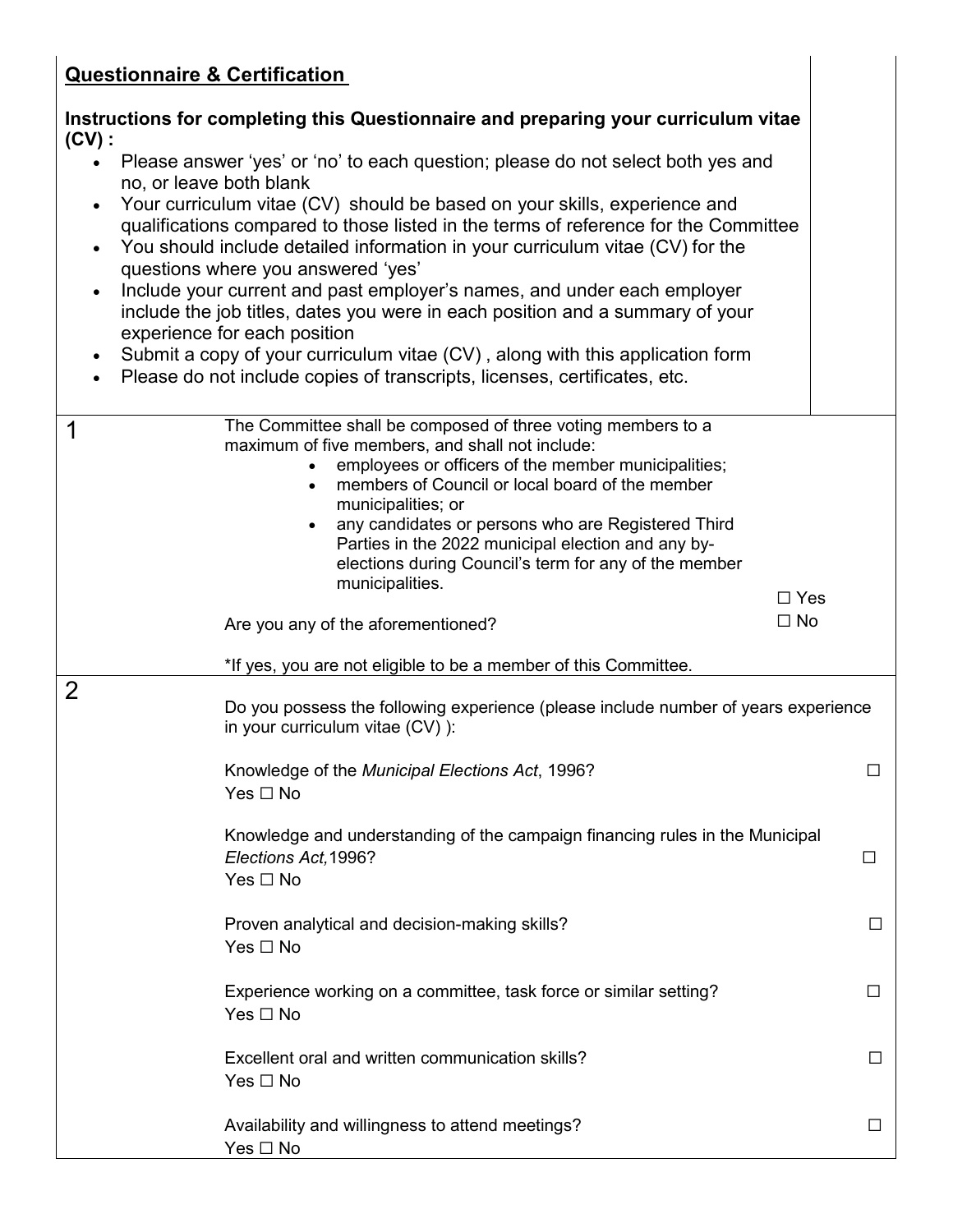## Questionnaire & Certification

**Instructions for completing this Questionnaire and preparing your curriculum vitae (CV) :**

- Please answer 'yes' or 'no' to each question; please do not select both yes and no, or leave both blank
- Your curriculum vitae (CV) should be based on your skills, experience and qualifications compared to those listed in the terms of reference for the Committee
- You should include detailed information in your curriculum vitae (CV) for the questions where you answered 'yes'
- Include your current and past employer's names, and under each employer include the job titles, dates you were in each position and a summary of your experience for each position
- Submit a copy of your curriculum vitae (CV) , along with this application form
- Please do not include copies of transcripts, licenses, certificates, etc.

| | | |
|---|---|---|
| 1 | The Committee shall be composed of three voting members to a maximum of five members, and shall not include:<br>• employees or officers of the member municipalities;<br>• members of Council or local board of the member municipalities; or<br>• any candidates or persons who are Registered Third Parties in the 2022 municipal election and any by-elections during Council's term for any of the member municipalities.<br><br>Are you any of the aforementioned?<br><br>*If yes, you are not eligible to be a member of this Committee. | ☐ Yes<br>☐ No |
| 2 | Do you possess the following experience (please include number of years experience in your curriculum vitae (CV) ):<br><br>Knowledge of the *Municipal Elections Act*, 1996?<br><br>Knowledge and understanding of the campaign financing rules in the Municipal *Elections Act,*1996?<br><br>Proven analytical and decision-making skills?<br><br>Experience working on a committee, task force or similar setting?<br><br>Excellent oral and written communication skills?<br><br>Availability and willingness to attend meetings? | ☐ Yes ☐ No<br><br>☐ Yes ☐ No<br><br>☐ Yes ☐ No<br><br>☐ Yes ☐ No<br><br>☐ Yes ☐ No<br><br>☐ Yes ☐ No |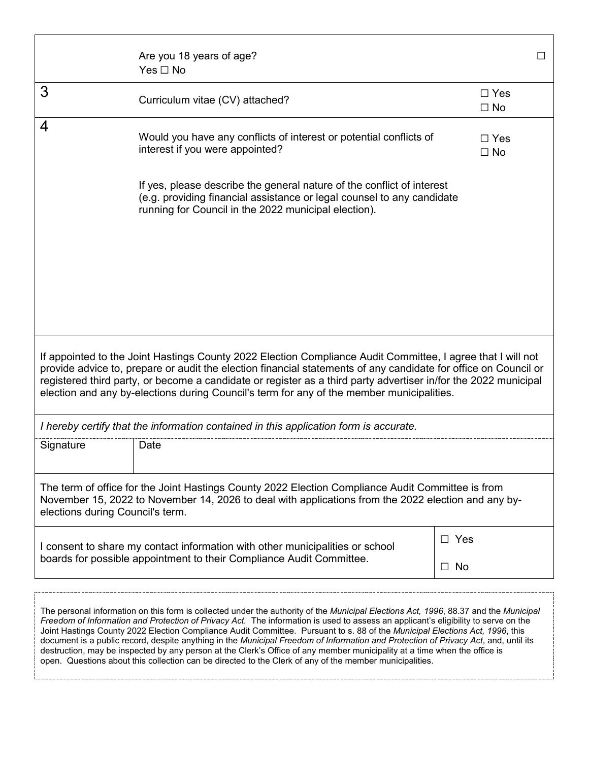| | | |
|---|---|---|
| | Are you 18 years of age?<br>Yes ☐ No | ☐ |
| 3 | Curriculum vitae (CV) attached? | ☐ Yes<br>☐ No |
| 4 | Would you have any conflicts of interest or potential conflicts of interest if you were appointed?<br><br>If yes, please describe the general nature of the conflict of interest (e.g. providing financial assistance or legal counsel to any candidate running for Council in the 2022 municipal election). | ☐ Yes<br>☐ No |

If appointed to the Joint Hastings County 2022 Election Compliance Audit Committee, I agree that I will not provide advice to, prepare or audit the election financial statements of any candidate for office on Council or registered third party, or become a candidate or register as a third party advertiser in/for the 2022 municipal election and any by-elections during Council's term for any of the member municipalities.

*I hereby certify that the information contained in this application form is accurate.*

| Signature | Date |
|---|---|
| | |

The term of office for the Joint Hastings County 2022 Election Compliance Audit Committee is from November 15, 2022 to November 14, 2026 to deal with applications from the 2022 election and any by-elections during Council's term.

| | |
|---|---|
| I consent to share my contact information with other municipalities or school boards for possible appointment to their Compliance Audit Committee. | ☐ Yes<br>☐ No |

The personal information on this form is collected under the authority of the *Municipal Elections Act, 1996*, 88.37 and the *Municipal Freedom of Information and Protection of Privacy Act.* The information is used to assess an applicant's eligibility to serve on the Joint Hastings County 2022 Election Compliance Audit Committee. Pursuant to s. 88 of the *Municipal Elections Act, 1996*, this document is a public record, despite anything in the *Municipal Freedom of Information and Protection of Privacy Act*, and, until its destruction, may be inspected by any person at the Clerk's Office of any member municipality at a time when the office is open. Questions about this collection can be directed to the Clerk of any of the member municipalities.